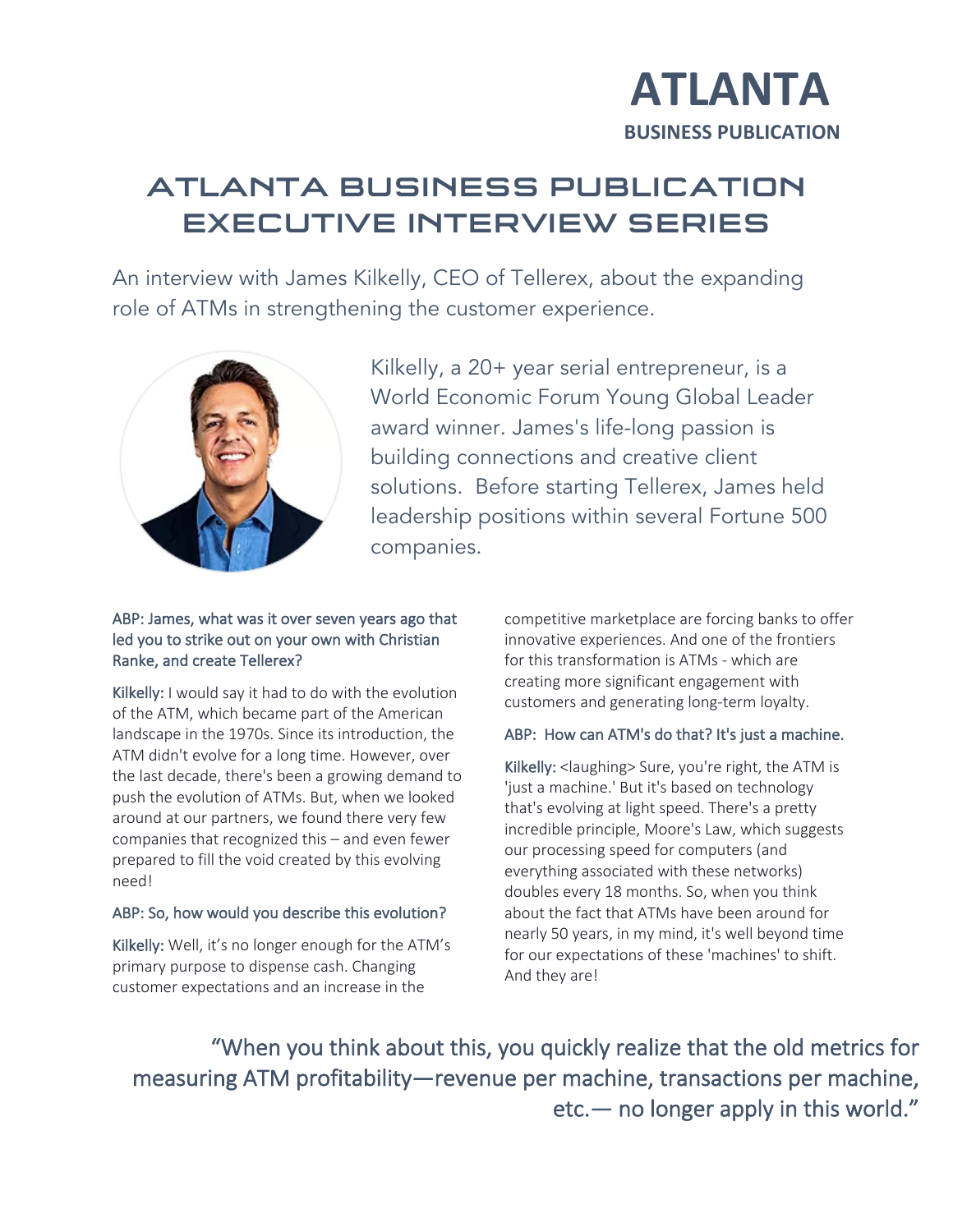# ATLANTA

**BUSINESS PUBLICATION**

## ATLANTA BUSINESS PUBLICATION EXECUTIVE INTERVIEW SERIES

An interview with James Kilkelly, CEO of Tellerex, about the expanding role of ATMs in strengthening the customer experience.

Kilkelly, a 20+ year serial entrepreneur, is a World Economic Forum Young Global Leader award winner. James's life-long passion is building connections and creative client solutions. Before starting Tellerex, James held leadership positions within several Fortune 500 companies.

**ABP: James, what was it over seven years ago that led you to strike out on your own with Christian Ranke, and create Tellerex?**

**Kilkelly:** I would say it had to do with the evolution of the ATM, which became part of the American landscape in the 1970s. Since its introduction, the ATM didn't evolve for a long time. However, over the last decade, there's been a growing demand to push the evolution of ATMs. But, when we looked around at our partners, we found there very few companies that recognized this – and even fewer prepared to fill the void created by this evolving need!

**ABP: So, how would you describe this evolution?**

**Kilkelly:** Well, it's no longer enough for the ATM's primary purpose to dispense cash. Changing customer expectations and an increase in the competitive marketplace are forcing banks to offer innovative experiences. And one of the frontiers for this transformation is ATMs - which are creating more significant engagement with customers and generating long-term loyalty.

**ABP: How can ATM's do that? It's just a machine.**

**Kilkelly:** <laughing> Sure, you're right, the ATM is 'just a machine.' But it's based on technology that's evolving at light speed. There's a pretty incredible principle, Moore's Law, which suggests our processing speed for computers (and everything associated with these networks) doubles every 18 months. So, when you think about the fact that ATMs have been around for nearly 50 years, in my mind, it's well beyond time for our expectations of these 'machines' to shift. And they are!

> "When you think about this, you quickly realize that the old metrics for measuring ATM profitability—revenue per machine, transactions per machine, etc.— no longer apply in this world."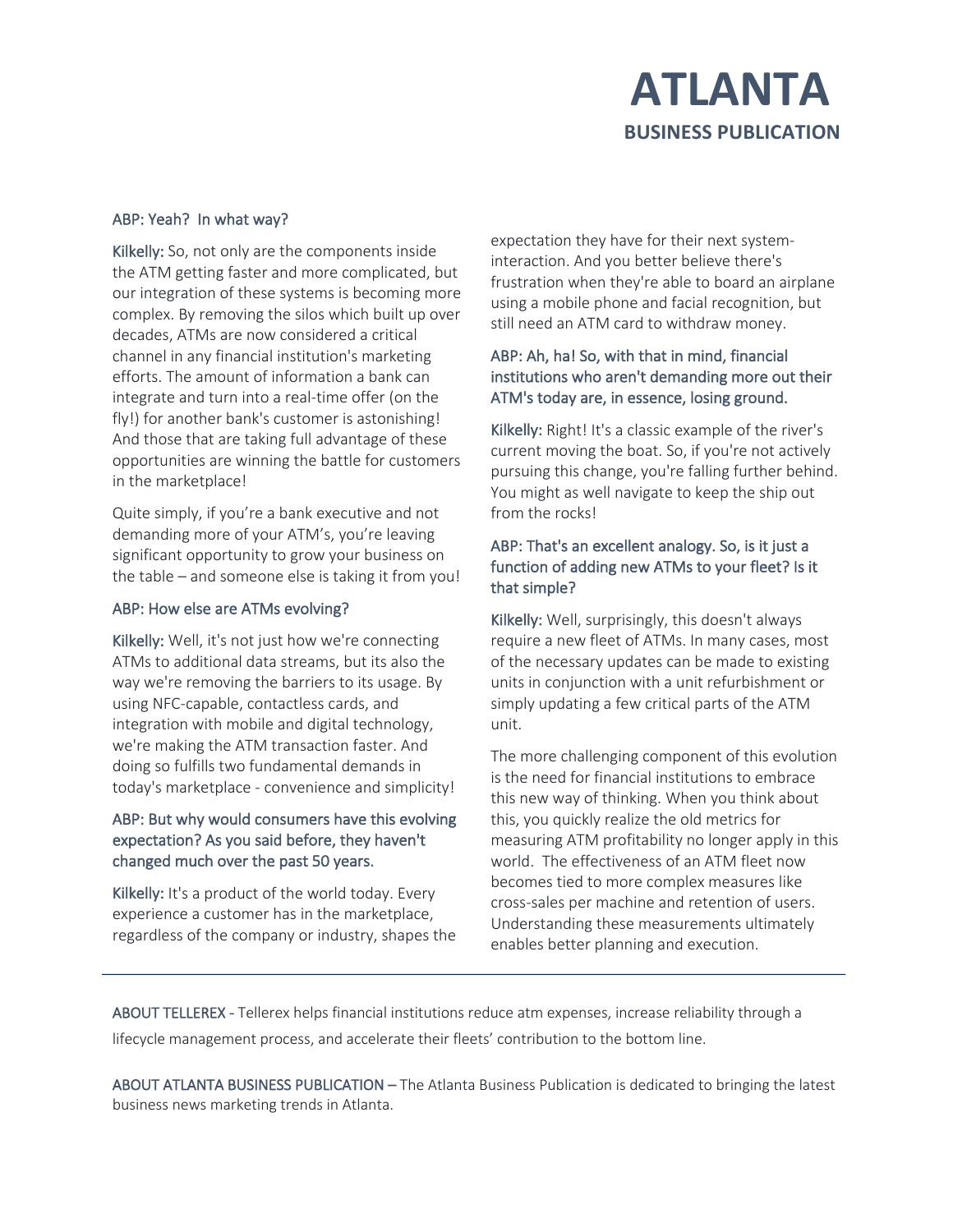ABP: Yeah? In what way?

**Kilkelly:** So, not only are the components inside the ATM getting faster and more complicated, but our integration of these systems is becoming more complex. By removing the silos which built up over decades, ATMs are now considered a critical channel in any financial institution's marketing efforts. The amount of information a bank can integrate and turn into a real-time offer (on the fly!) for another bank's customer is astonishing! And those that are taking full advantage of these opportunities are winning the battle for customers in the marketplace!

Quite simply, if you're a bank executive and not demanding more of your ATM's, you're leaving significant opportunity to grow your business on the table – and someone else is taking it from you!

ABP: How else are ATMs evolving?

**Kilkelly:** Well, it's not just how we're connecting ATMs to additional data streams, but its also the way we're removing the barriers to its usage. By using NFC-capable, contactless cards, and integration with mobile and digital technology, we're making the ATM transaction faster. And doing so fulfills two fundamental demands in today's marketplace - convenience and simplicity!

ABP: But why would consumers have this evolving expectation? As you said before, they haven't changed much over the past 50 years.

**Kilkelly:** It's a product of the world today. Every experience a customer has in the marketplace, regardless of the company or industry, shapes the expectation they have for their next system-interaction. And you better believe there's frustration when they're able to board an airplane using a mobile phone and facial recognition, but still need an ATM card to withdraw money.

ABP: Ah, ha! So, with that in mind, financial institutions who aren't demanding more out their ATM's today are, in essence, losing ground.

**Kilkelly:** Right! It's a classic example of the river's current moving the boat. So, if you're not actively pursuing this change, you're falling further behind. You might as well navigate to keep the ship out from the rocks!

ABP: That's an excellent analogy. So, is it just a function of adding new ATMs to your fleet? Is it that simple?

**Kilkelly:** Well, surprisingly, this doesn't always require a new fleet of ATMs. In many cases, most of the necessary updates can be made to existing units in conjunction with a unit refurbishment or simply updating a few critical parts of the ATM unit.

The more challenging component of this evolution is the need for financial institutions to embrace this new way of thinking. When you think about this, you quickly realize the old metrics for measuring ATM profitability no longer apply in this world. The effectiveness of an ATM fleet now becomes tied to more complex measures like cross-sales per machine and retention of users. Understanding these measurements ultimately enables better planning and execution.

---

ABOUT TELLEREX - Tellerex helps financial institutions reduce atm expenses, increase reliability through a lifecycle management process, and accelerate their fleets' contribution to the bottom line.

ABOUT ATLANTA BUSINESS PUBLICATION – The Atlanta Business Publication is dedicated to bringing the latest business news marketing trends in Atlanta.